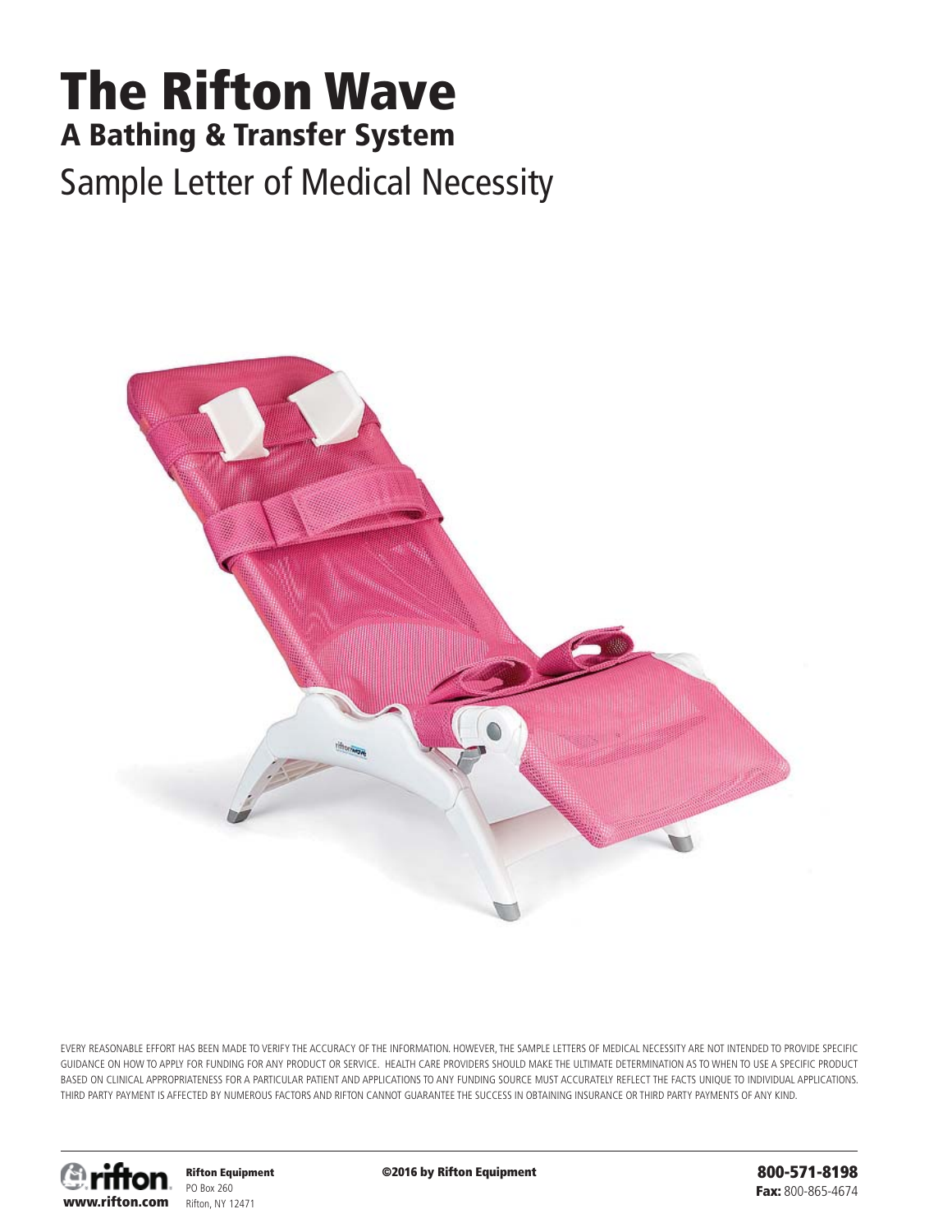# The Rifton Wave

## A Bathing & Transfer System

Sample Letter of Medical Necessity

EVERY REASONABLE EFFORT HAS BEEN MADE TO VERIFY THE ACCURACY OF THE INFORMATION. HOWEVER, THE SAMPLE LETTERS OF MEDICAL NECESSITY ARE NOT INTENDED TO PROVIDE SPECIFIC GUIDANCE ON HOW TO APPLY FOR FUNDING FOR ANY PRODUCT OR SERVICE. HEALTH CARE PROVIDERS SHOULD MAKE THE ULTIMATE DETERMINATION AS TO WHEN TO USE A SPECIFIC PRODUCT BASED ON CLINICAL APPROPRIATENESS FOR A PARTICULAR PATIENT AND APPLICATIONS TO ANY FUNDING SOURCE MUST ACCURATELY REFLECT THE FACTS UNIQUE TO INDIVIDUAL APPLICATIONS. THIRD PARTY PAYMENT IS AFFECTED BY NUMEROUS FACTORS AND RIFTON CANNOT GUARANTEE THE SUCCESS IN OBTAINING INSURANCE OR THIRD PARTY PAYMENTS OF ANY KIND.

rifton
www.rifton.com

**Rifton Equipment**
PO Box 260
Rifton, NY 12471

**©2016 by Rifton Equipment**

**800-571-8198**
**Fax:** 800-865-4674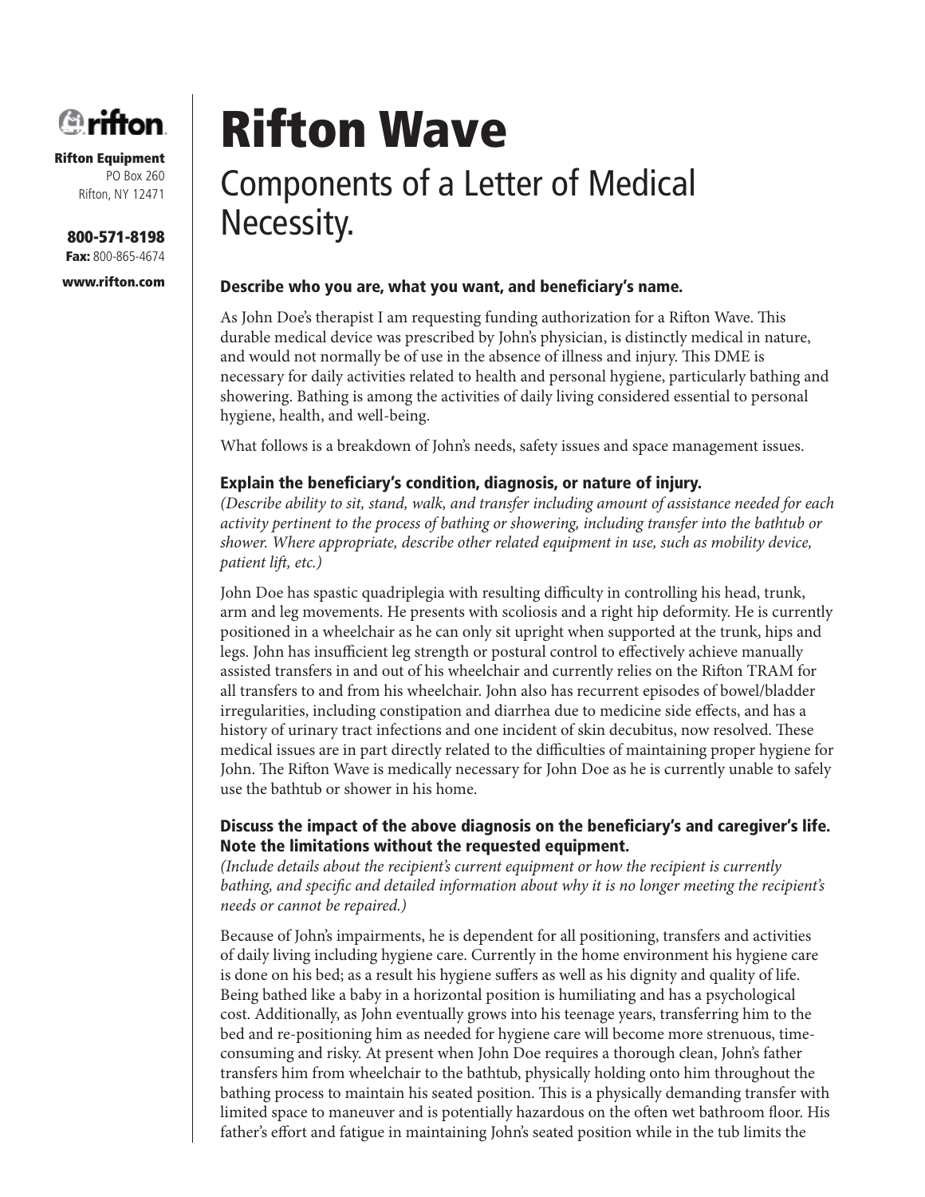Rifton Equipment
PO Box 260
Rifton, NY 12471

800-571-8198
Fax: 800-865-4674

www.rifton.com

# Rifton Wave

## Components of a Letter of Medical Necessity.

### Describe who you are, what you want, and beneficiary's name.

As John Doe's therapist I am requesting funding authorization for a Rifton Wave. This durable medical device was prescribed by John's physician, is distinctly medical in nature, and would not normally be of use in the absence of illness and injury. This DME is necessary for daily activities related to health and personal hygiene, particularly bathing and showering. Bathing is among the activities of daily living considered essential to personal hygiene, health, and well-being.

What follows is a breakdown of John's needs, safety issues and space management issues.

### Explain the beneficiary's condition, diagnosis, or nature of injury.

*(Describe ability to sit, stand, walk, and transfer including amount of assistance needed for each activity pertinent to the process of bathing or showering, including transfer into the bathtub or shower. Where appropriate, describe other related equipment in use, such as mobility device, patient lift, etc.)*

John Doe has spastic quadriplegia with resulting difficulty in controlling his head, trunk, arm and leg movements. He presents with scoliosis and a right hip deformity. He is currently positioned in a wheelchair as he can only sit upright when supported at the trunk, hips and legs. John has insufficient leg strength or postural control to effectively achieve manually assisted transfers in and out of his wheelchair and currently relies on the Rifton TRAM for all transfers to and from his wheelchair. John also has recurrent episodes of bowel/bladder irregularities, including constipation and diarrhea due to medicine side effects, and has a history of urinary tract infections and one incident of skin decubitus, now resolved. These medical issues are in part directly related to the difficulties of maintaining proper hygiene for John. The Rifton Wave is medically necessary for John Doe as he is currently unable to safely use the bathtub or shower in his home.

### Discuss the impact of the above diagnosis on the beneficiary's and caregiver's life. Note the limitations without the requested equipment.

*(Include details about the recipient's current equipment or how the recipient is currently bathing, and specific and detailed information about why it is no longer meeting the recipient's needs or cannot be repaired.)*

Because of John's impairments, he is dependent for all positioning, transfers and activities of daily living including hygiene care. Currently in the home environment his hygiene care is done on his bed; as a result his hygiene suffers as well as his dignity and quality of life. Being bathed like a baby in a horizontal position is humiliating and has a psychological cost. Additionally, as John eventually grows into his teenage years, transferring him to the bed and re-positioning him as needed for hygiene care will become more strenuous, time-consuming and risky. At present when John Doe requires a thorough clean, John's father transfers him from wheelchair to the bathtub, physically holding onto him throughout the bathing process to maintain his seated position. This is a physically demanding transfer with limited space to maneuver and is potentially hazardous on the often wet bathroom floor. His father's effort and fatigue in maintaining John's seated position while in the tub limits the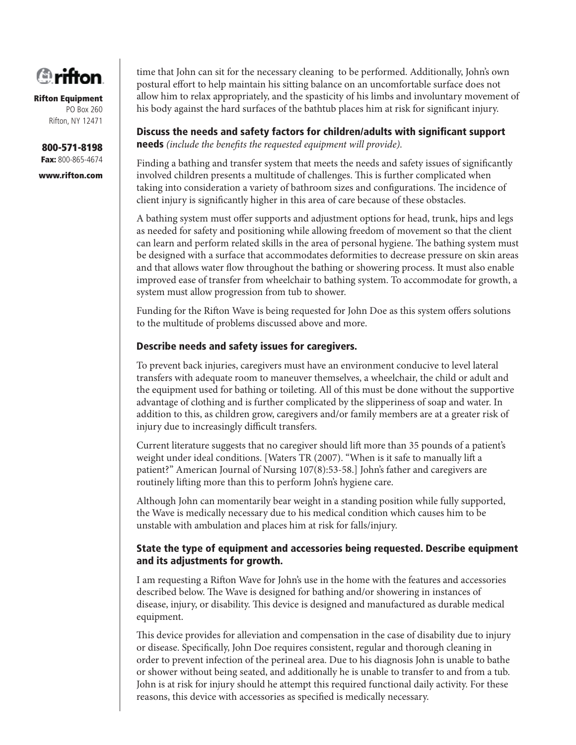time that John can sit for the necessary cleaning to be performed. Additionally, John's own postural effort to help maintain his sitting balance on an uncomfortable surface does not allow him to relax appropriately, and the spasticity of his limbs and involuntary movement of his body against the hard surfaces of the bathtub places him at risk for significant injury.

### Discuss the needs and safety factors for children/adults with significant support needs *(include the benefits the requested equipment will provide).*

Finding a bathing and transfer system that meets the needs and safety issues of significantly involved children presents a multitude of challenges. This is further complicated when taking into consideration a variety of bathroom sizes and configurations. The incidence of client injury is significantly higher in this area of care because of these obstacles.

A bathing system must offer supports and adjustment options for head, trunk, hips and legs as needed for safety and positioning while allowing freedom of movement so that the client can learn and perform related skills in the area of personal hygiene. The bathing system must be designed with a surface that accommodates deformities to decrease pressure on skin areas and that allows water flow throughout the bathing or showering process. It must also enable improved ease of transfer from wheelchair to bathing system. To accommodate for growth, a system must allow progression from tub to shower.

Funding for the Rifton Wave is being requested for John Doe as this system offers solutions to the multitude of problems discussed above and more.

### Describe needs and safety issues for caregivers.

To prevent back injuries, caregivers must have an environment conducive to level lateral transfers with adequate room to maneuver themselves, a wheelchair, the child or adult and the equipment used for bathing or toileting. All of this must be done without the supportive advantage of clothing and is further complicated by the slipperiness of soap and water. In addition to this, as children grow, caregivers and/or family members are at a greater risk of injury due to increasingly difficult transfers.

Current literature suggests that no caregiver should lift more than 35 pounds of a patient's weight under ideal conditions. [Waters TR (2007). "When is it safe to manually lift a patient?" American Journal of Nursing 107(8):53-58.] John's father and caregivers are routinely lifting more than this to perform John's hygiene care.

Although John can momentarily bear weight in a standing position while fully supported, the Wave is medically necessary due to his medical condition which causes him to be unstable with ambulation and places him at risk for falls/injury.

### State the type of equipment and accessories being requested. Describe equipment and its adjustments for growth.

I am requesting a Rifton Wave for John's use in the home with the features and accessories described below. The Wave is designed for bathing and/or showering in instances of disease, injury, or disability. This device is designed and manufactured as durable medical equipment.

This device provides for alleviation and compensation in the case of disability due to injury or disease. Specifically, John Doe requires consistent, regular and thorough cleaning in order to prevent infection of the perineal area. Due to his diagnosis John is unable to bathe or shower without being seated, and additionally he is unable to transfer to and from a tub. John is at risk for injury should he attempt this required functional daily activity. For these reasons, this device with accessories as specified is medically necessary.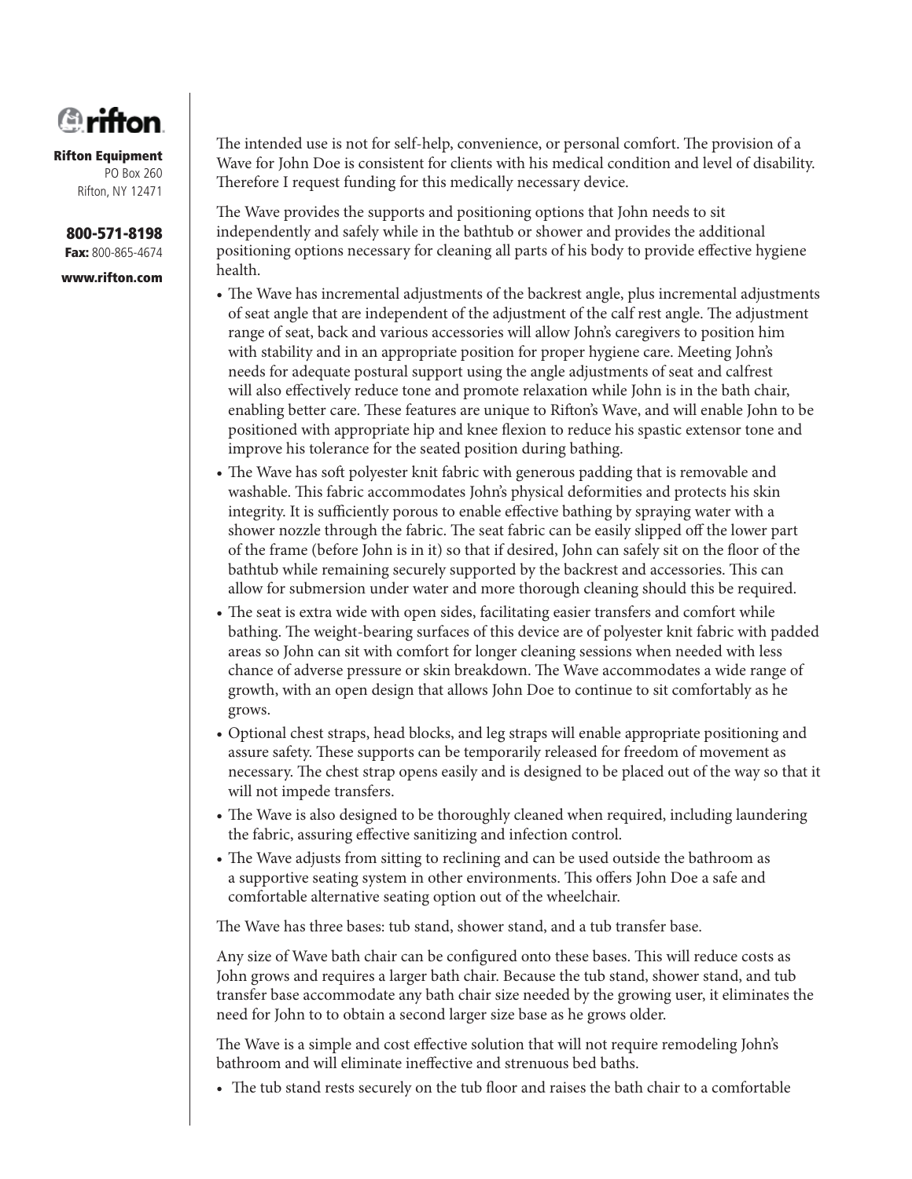The intended use is not for self-help, convenience, or personal comfort. The provision of a Wave for John Doe is consistent for clients with his medical condition and level of disability. Therefore I request funding for this medically necessary device.

The Wave provides the supports and positioning options that John needs to sit independently and safely while in the bathtub or shower and provides the additional positioning options necessary for cleaning all parts of his body to provide effective hygiene health.

- The Wave has incremental adjustments of the backrest angle, plus incremental adjustments of seat angle that are independent of the adjustment of the calf rest angle. The adjustment range of seat, back and various accessories will allow John's caregivers to position him with stability and in an appropriate position for proper hygiene care. Meeting John's needs for adequate postural support using the angle adjustments of seat and calfrest will also effectively reduce tone and promote relaxation while John is in the bath chair, enabling better care. These features are unique to Rifton's Wave, and will enable John to be positioned with appropriate hip and knee flexion to reduce his spastic extensor tone and improve his tolerance for the seated position during bathing.
- The Wave has soft polyester knit fabric with generous padding that is removable and washable. This fabric accommodates John's physical deformities and protects his skin integrity. It is sufficiently porous to enable effective bathing by spraying water with a shower nozzle through the fabric. The seat fabric can be easily slipped off the lower part of the frame (before John is in it) so that if desired, John can safely sit on the floor of the bathtub while remaining securely supported by the backrest and accessories. This can allow for submersion under water and more thorough cleaning should this be required.
- The seat is extra wide with open sides, facilitating easier transfers and comfort while bathing. The weight-bearing surfaces of this device are of polyester knit fabric with padded areas so John can sit with comfort for longer cleaning sessions when needed with less chance of adverse pressure or skin breakdown. The Wave accommodates a wide range of growth, with an open design that allows John Doe to continue to sit comfortably as he grows.
- Optional chest straps, head blocks, and leg straps will enable appropriate positioning and assure safety. These supports can be temporarily released for freedom of movement as necessary. The chest strap opens easily and is designed to be placed out of the way so that it will not impede transfers.
- The Wave is also designed to be thoroughly cleaned when required, including laundering the fabric, assuring effective sanitizing and infection control.
- The Wave adjusts from sitting to reclining and can be used outside the bathroom as a supportive seating system in other environments. This offers John Doe a safe and comfortable alternative seating option out of the wheelchair.

The Wave has three bases: tub stand, shower stand, and a tub transfer base.

Any size of Wave bath chair can be configured onto these bases. This will reduce costs as John grows and requires a larger bath chair. Because the tub stand, shower stand, and tub transfer base accommodate any bath chair size needed by the growing user, it eliminates the need for John to to obtain a second larger size base as he grows older.

The Wave is a simple and cost effective solution that will not require remodeling John's bathroom and will eliminate ineffective and strenuous bed baths.

- The tub stand rests securely on the tub floor and raises the bath chair to a comfortable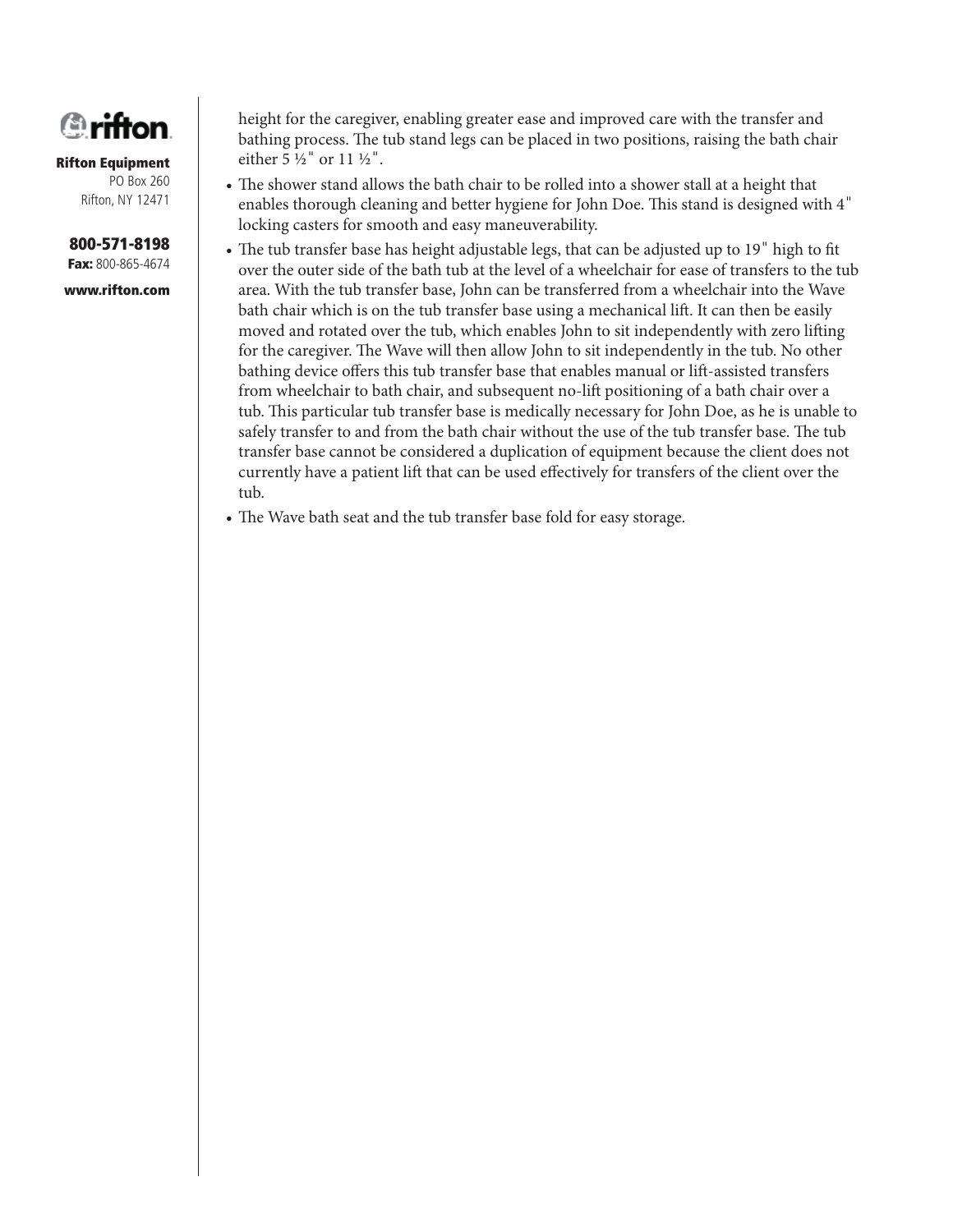height for the caregiver, enabling greater ease and improved care with the transfer and bathing process. The tub stand legs can be placed in two positions, raising the bath chair either 5 ½" or 11 ½".

- The shower stand allows the bath chair to be rolled into a shower stall at a height that enables thorough cleaning and better hygiene for John Doe. This stand is designed with 4" locking casters for smooth and easy maneuverability.
- The tub transfer base has height adjustable legs, that can be adjusted up to 19" high to fit over the outer side of the bath tub at the level of a wheelchair for ease of transfers to the tub area. With the tub transfer base, John can be transferred from a wheelchair into the Wave bath chair which is on the tub transfer base using a mechanical lift. It can then be easily moved and rotated over the tub, which enables John to sit independently with zero lifting for the caregiver. The Wave will then allow John to sit independently in the tub. No other bathing device offers this tub transfer base that enables manual or lift-assisted transfers from wheelchair to bath chair, and subsequent no-lift positioning of a bath chair over a tub. This particular tub transfer base is medically necessary for John Doe, as he is unable to safely transfer to and from the bath chair without the use of the tub transfer base. The tub transfer base cannot be considered a duplication of equipment because the client does not currently have a patient lift that can be used effectively for transfers of the client over the tub.
- The Wave bath seat and the tub transfer base fold for easy storage.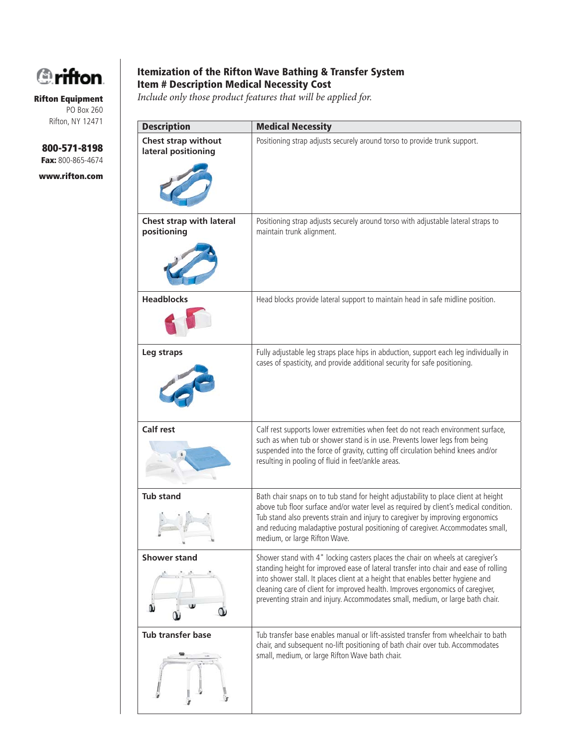Rifton Equipment
PO Box 260
Rifton, NY 12471

**800-571-8198**
**Fax:** 800-865-4674

**www.rifton.com**

## Itemization of the Rifton Wave Bathing & Transfer System

**Item # Description Medical Necessity Cost**

*Include only those product features that will be applied for.*

| Description | Medical Necessity |
|---|---|
| **Chest strap without lateral positioning** | Positioning strap adjusts securely around torso to provide trunk support. |
| **Chest strap with lateral positioning** | Positioning strap adjusts securely around torso with adjustable lateral straps to maintain trunk alignment. |
| **Headblocks** | Head blocks provide lateral support to maintain head in safe midline position. |
| **Leg straps** | Fully adjustable leg straps place hips in abduction, support each leg individually in cases of spasticity, and provide additional security for safe positioning. |
| **Calf rest** | Calf rest supports lower extremities when feet do not reach environment surface, such as when tub or shower stand is in use. Prevents lower legs from being suspended into the force of gravity, cutting off circulation behind knees and/or resulting in pooling of fluid in feet/ankle areas. |
| **Tub stand** | Bath chair snaps on to tub stand for height adjustability to place client at height above tub floor surface and/or water level as required by client's medical condition. Tub stand also prevents strain and injury to caregiver by improving ergonomics and reducing maladaptive postural positioning of caregiver. Accommodates small, medium, or large Rifton Wave. |
| **Shower stand** | Shower stand with 4" locking casters places the chair on wheels at caregiver's standing height for improved ease of lateral transfer into chair and ease of rolling into shower stall. It places client at a height that enables better hygiene and cleaning care of client for improved health. Improves ergonomics of caregiver, preventing strain and injury. Accommodates small, medium, or large bath chair. |
| **Tub transfer base** | Tub transfer base enables manual or lift-assisted transfer from wheelchair to bath chair, and subsequent no-lift positioning of bath chair over tub. Accommodates small, medium, or large Rifton Wave bath chair. |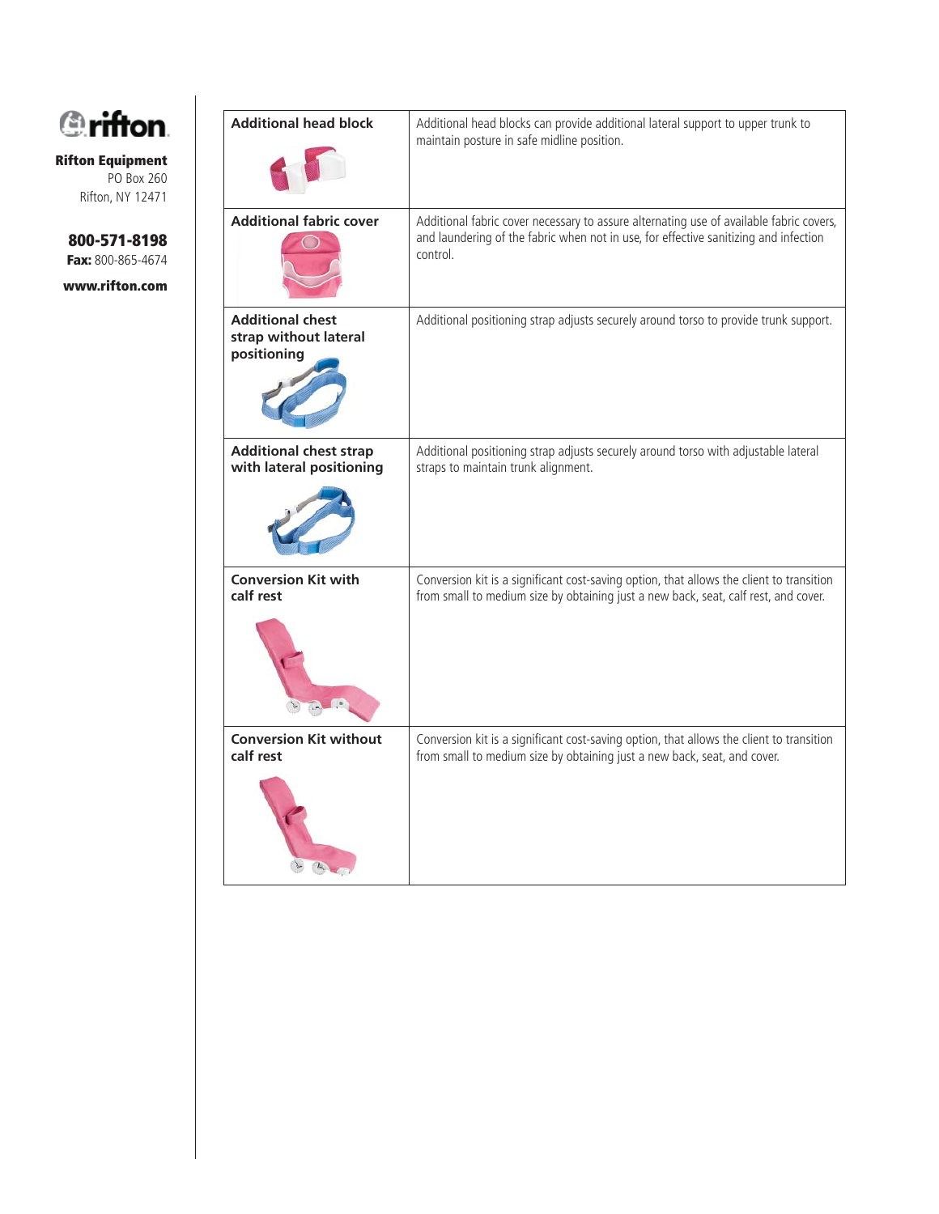**Rifton Equipment**
PO Box 260
Rifton, NY 12471

**800-571-8198**
**Fax:** 800-865-4674

**www.rifton.com**

| | |
|---|---|
| **Additional head block** | Additional head blocks can provide additional lateral support to upper trunk to maintain posture in safe midline position. |
| **Additional fabric cover** | Additional fabric cover necessary to assure alternating use of available fabric covers, and laundering of the fabric when not in use, for effective sanitizing and infection control. |
| **Additional chest strap without lateral positioning** | Additional positioning strap adjusts securely around torso to provide trunk support. |
| **Additional chest strap with lateral positioning** | Additional positioning strap adjusts securely around torso with adjustable lateral straps to maintain trunk alignment. |
| **Conversion Kit with calf rest** | Conversion kit is a significant cost-saving option, that allows the client to transition from small to medium size by obtaining just a new back, seat, calf rest, and cover. |
| **Conversion Kit without calf rest** | Conversion kit is a significant cost-saving option, that allows the client to transition from small to medium size by obtaining just a new back, seat, and cover. |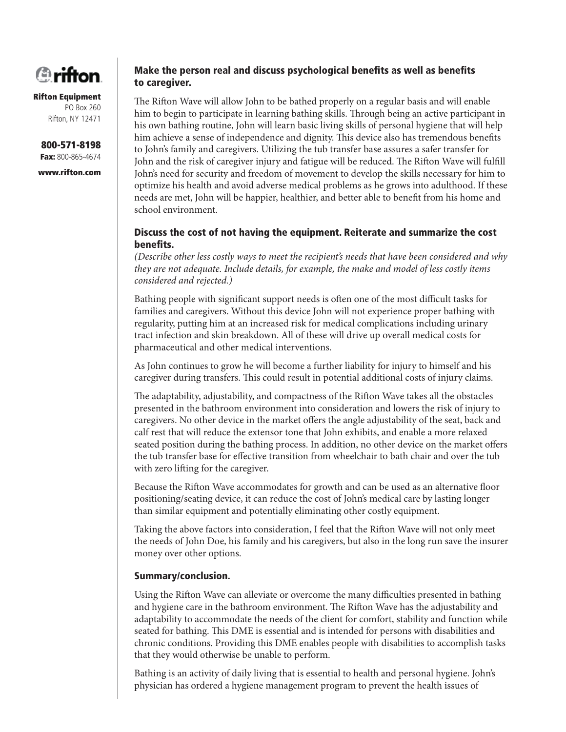**Rifton Equipment**
PO Box 260
Rifton, NY 12471

**800-571-8198**
**Fax:** 800-865-4674

**www.rifton.com**

### Make the person real and discuss psychological benefits as well as benefits to caregiver.

The Rifton Wave will allow John to be bathed properly on a regular basis and will enable him to begin to participate in learning bathing skills. Through being an active participant in his own bathing routine, John will learn basic living skills of personal hygiene that will help him achieve a sense of independence and dignity. This device also has tremendous benefits to John's family and caregivers. Utilizing the tub transfer base assures a safer transfer for John and the risk of caregiver injury and fatigue will be reduced. The Rifton Wave will fulfill John's need for security and freedom of movement to develop the skills necessary for him to optimize his health and avoid adverse medical problems as he grows into adulthood. If these needs are met, John will be happier, healthier, and better able to benefit from his home and school environment.

### Discuss the cost of not having the equipment. Reiterate and summarize the cost benefits.

*(Describe other less costly ways to meet the recipient's needs that have been considered and why they are not adequate. Include details, for example, the make and model of less costly items considered and rejected.)*

Bathing people with significant support needs is often one of the most difficult tasks for families and caregivers. Without this device John will not experience proper bathing with regularity, putting him at an increased risk for medical complications including urinary tract infection and skin breakdown. All of these will drive up overall medical costs for pharmaceutical and other medical interventions.

As John continues to grow he will become a further liability for injury to himself and his caregiver during transfers. This could result in potential additional costs of injury claims.

The adaptability, adjustability, and compactness of the Rifton Wave takes all the obstacles presented in the bathroom environment into consideration and lowers the risk of injury to caregivers. No other device in the market offers the angle adjustability of the seat, back and calf rest that will reduce the extensor tone that John exhibits, and enable a more relaxed seated position during the bathing process. In addition, no other device on the market offers the tub transfer base for effective transition from wheelchair to bath chair and over the tub with zero lifting for the caregiver.

Because the Rifton Wave accommodates for growth and can be used as an alternative floor positioning/seating device, it can reduce the cost of John's medical care by lasting longer than similar equipment and potentially eliminating other costly equipment.

Taking the above factors into consideration, I feel that the Rifton Wave will not only meet the needs of John Doe, his family and his caregivers, but also in the long run save the insurer money over other options.

### Summary/conclusion.

Using the Rifton Wave can alleviate or overcome the many difficulties presented in bathing and hygiene care in the bathroom environment. The Rifton Wave has the adjustability and adaptability to accommodate the needs of the client for comfort, stability and function while seated for bathing. This DME is essential and is intended for persons with disabilities and chronic conditions. Providing this DME enables people with disabilities to accomplish tasks that they would otherwise be unable to perform.

Bathing is an activity of daily living that is essential to health and personal hygiene. John's physician has ordered a hygiene management program to prevent the health issues of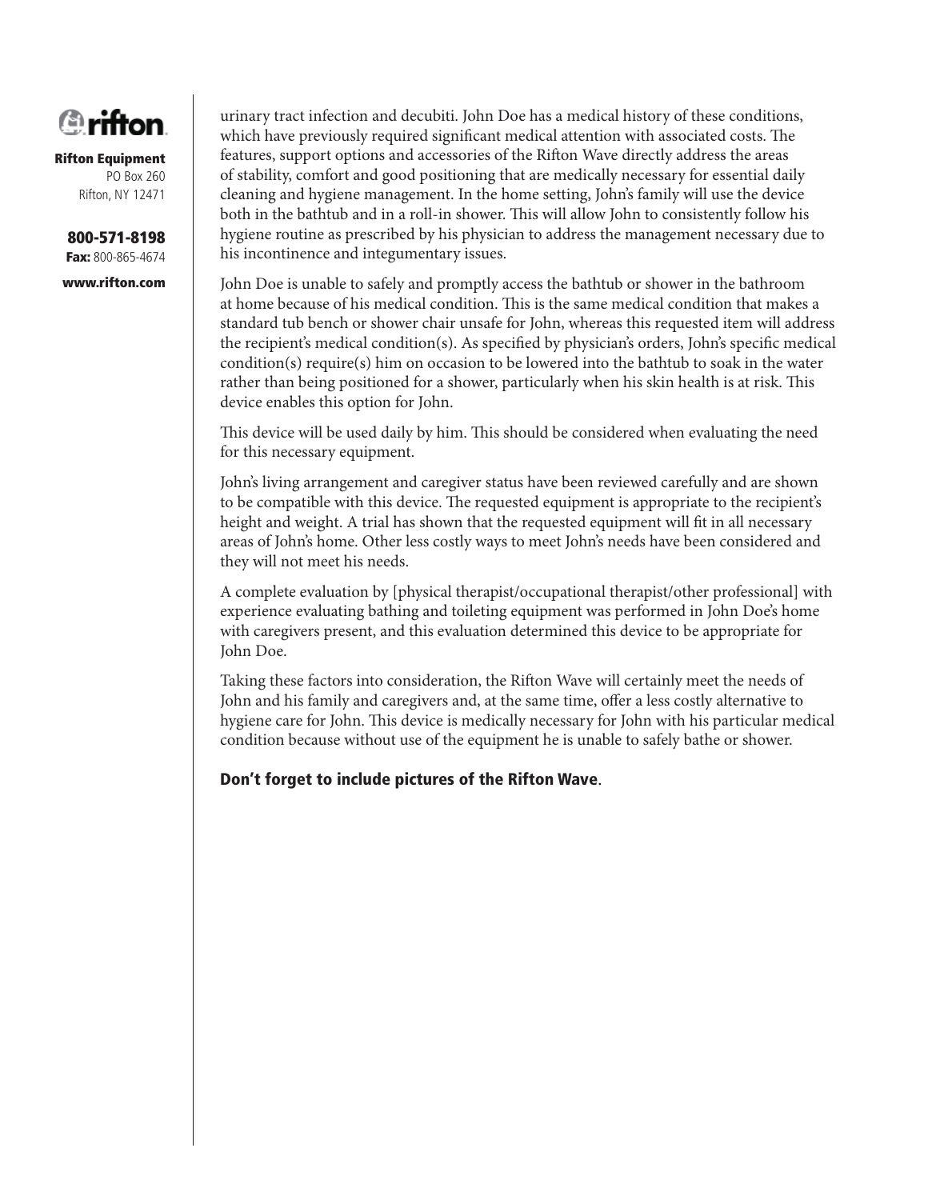urinary tract infection and decubiti. John Doe has a medical history of these conditions, which have previously required significant medical attention with associated costs. The features, support options and accessories of the Rifton Wave directly address the areas of stability, comfort and good positioning that are medically necessary for essential daily cleaning and hygiene management. In the home setting, John's family will use the device both in the bathtub and in a roll-in shower. This will allow John to consistently follow his hygiene routine as prescribed by his physician to address the management necessary due to his incontinence and integumentary issues.

John Doe is unable to safely and promptly access the bathtub or shower in the bathroom at home because of his medical condition. This is the same medical condition that makes a standard tub bench or shower chair unsafe for John, whereas this requested item will address the recipient's medical condition(s). As specified by physician's orders, John's specific medical condition(s) require(s) him on occasion to be lowered into the bathtub to soak in the water rather than being positioned for a shower, particularly when his skin health is at risk. This device enables this option for John.

This device will be used daily by him. This should be considered when evaluating the need for this necessary equipment.

John's living arrangement and caregiver status have been reviewed carefully and are shown to be compatible with this device. The requested equipment is appropriate to the recipient's height and weight. A trial has shown that the requested equipment will fit in all necessary areas of John's home. Other less costly ways to meet John's needs have been considered and they will not meet his needs.

A complete evaluation by [physical therapist/occupational therapist/other professional] with experience evaluating bathing and toileting equipment was performed in John Doe's home with caregivers present, and this evaluation determined this device to be appropriate for John Doe.

Taking these factors into consideration, the Rifton Wave will certainly meet the needs of John and his family and caregivers and, at the same time, offer a less costly alternative to hygiene care for John. This device is medically necessary for John with his particular medical condition because without use of the equipment he is unable to safely bathe or shower.

**Don't forget to include pictures of the Rifton Wave**.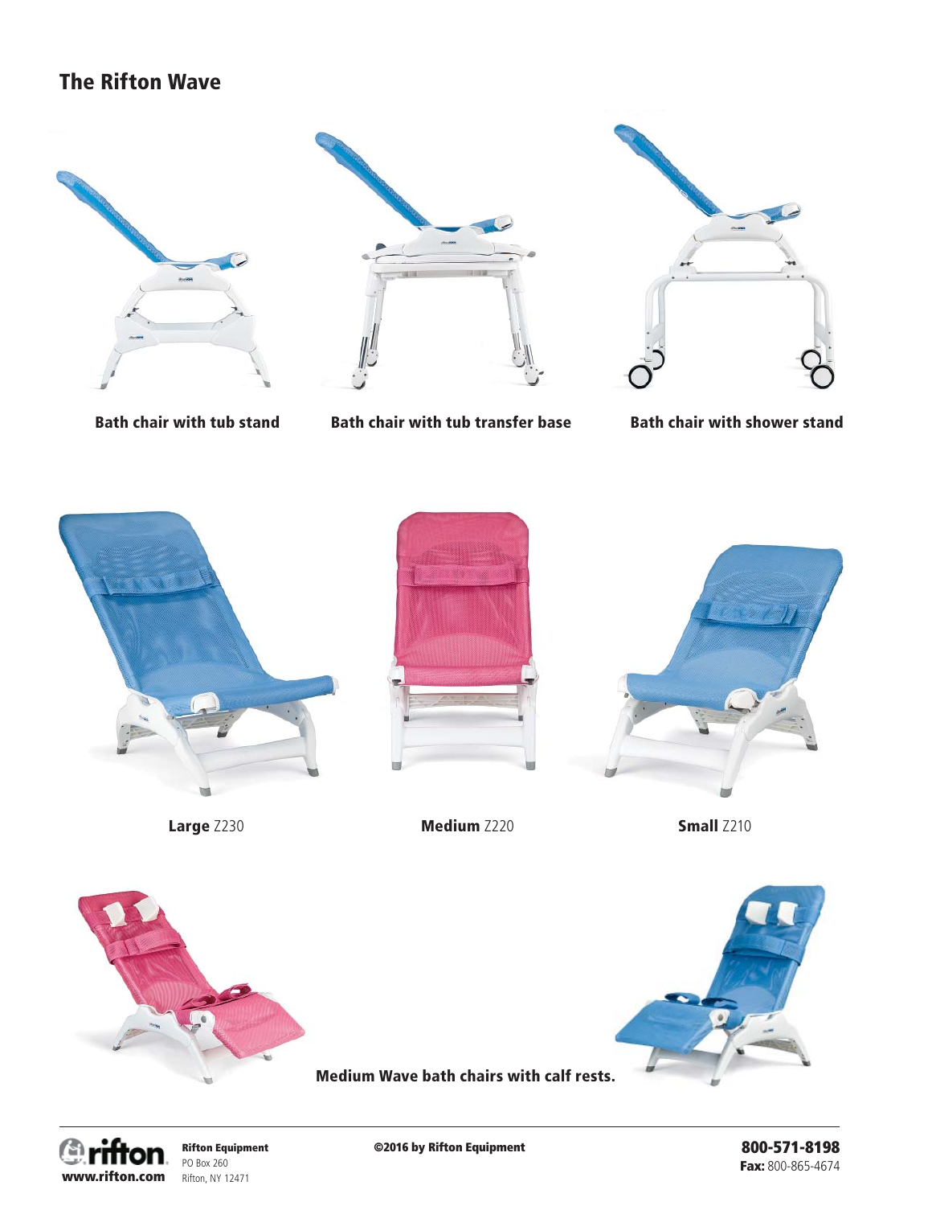## The Rifton Wave

**Bath chair with tub stand**

**Bath chair with tub transfer base**

**Bath chair with shower stand**

**Large** Z230

**Medium** Z220

**Small** Z210

**Medium Wave bath chairs with calf rests.**

www.rifton.com

**Rifton Equipment**
PO Box 260
Rifton, NY 12471

**©2016 by Rifton Equipment**

**800-571-8198**
**Fax:** 800-865-4674